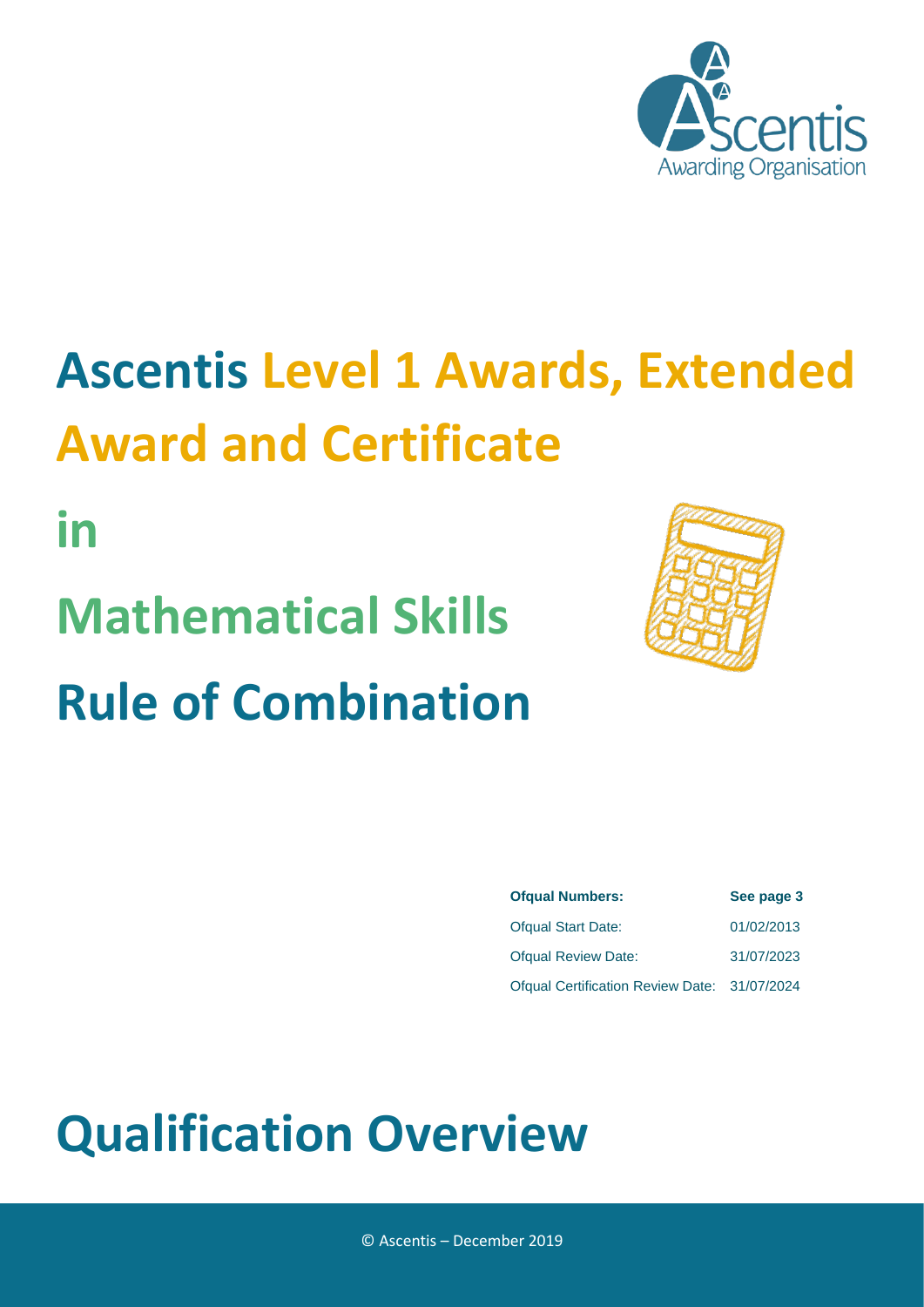# Ascentis Level 1 Awards, Extended Award and Certificate

# in

# Mathematical Skills

# Rule of Combination

| **Ofqual Numbers:** | **See page 3** |
|---|---|
| Ofqual Start Date: | 01/02/2013 |
| Ofqual Review Date: | 31/07/2023 |
| Ofqual Certification Review Date: | 31/07/2024 |

# Qualification Overview

© Ascentis – December 2019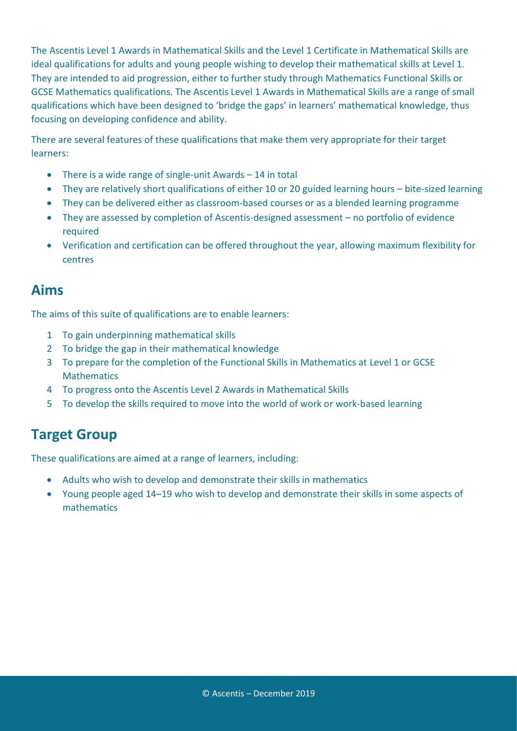The Ascentis Level 1 Awards in Mathematical Skills and the Level 1 Certificate in Mathematical Skills are ideal qualifications for adults and young people wishing to develop their mathematical skills at Level 1. They are intended to aid progression, either to further study through Mathematics Functional Skills or GCSE Mathematics qualifications. The Ascentis Level 1 Awards in Mathematical Skills are a range of small qualifications which have been designed to 'bridge the gaps' in learners' mathematical knowledge, thus focusing on developing confidence and ability.

There are several features of these qualifications that make them very appropriate for their target learners:

- There is a wide range of single-unit Awards – 14 in total
- They are relatively short qualifications of either 10 or 20 guided learning hours – bite-sized learning
- They can be delivered either as classroom-based courses or as a blended learning programme
- They are assessed by completion of Ascentis-designed assessment – no portfolio of evidence required
- Verification and certification can be offered throughout the year, allowing maximum flexibility for centres

## Aims

The aims of this suite of qualifications are to enable learners:

1. To gain underpinning mathematical skills
2. To bridge the gap in their mathematical knowledge
3. To prepare for the completion of the Functional Skills in Mathematics at Level 1 or GCSE Mathematics
4. To progress onto the Ascentis Level 2 Awards in Mathematical Skills
5. To develop the skills required to move into the world of work or work-based learning

## Target Group

These qualifications are aimed at a range of learners, including:

- Adults who wish to develop and demonstrate their skills in mathematics
- Young people aged 14–19 who wish to develop and demonstrate their skills in some aspects of mathematics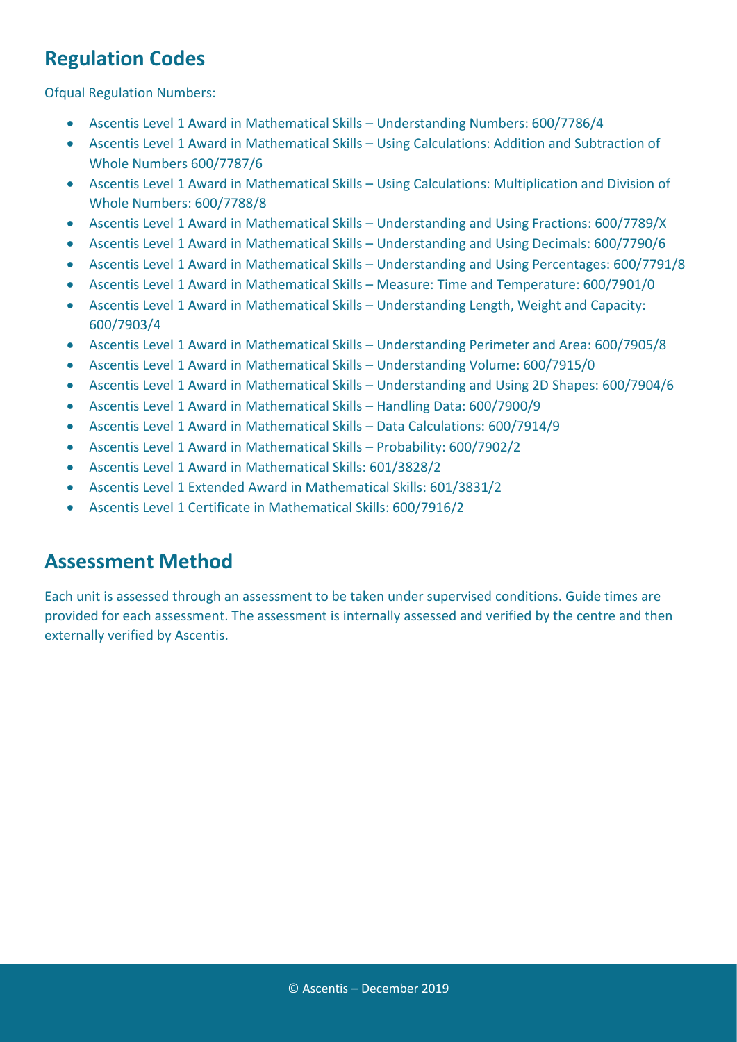## Regulation Codes

Ofqual Regulation Numbers:

- Ascentis Level 1 Award in Mathematical Skills – Understanding Numbers: 600/7786/4
- Ascentis Level 1 Award in Mathematical Skills – Using Calculations: Addition and Subtraction of Whole Numbers 600/7787/6
- Ascentis Level 1 Award in Mathematical Skills – Using Calculations: Multiplication and Division of Whole Numbers: 600/7788/8
- Ascentis Level 1 Award in Mathematical Skills – Understanding and Using Fractions: 600/7789/X
- Ascentis Level 1 Award in Mathematical Skills – Understanding and Using Decimals: 600/7790/6
- Ascentis Level 1 Award in Mathematical Skills – Understanding and Using Percentages: 600/7791/8
- Ascentis Level 1 Award in Mathematical Skills – Measure: Time and Temperature: 600/7901/0
- Ascentis Level 1 Award in Mathematical Skills – Understanding Length, Weight and Capacity: 600/7903/4
- Ascentis Level 1 Award in Mathematical Skills – Understanding Perimeter and Area: 600/7905/8
- Ascentis Level 1 Award in Mathematical Skills – Understanding Volume: 600/7915/0
- Ascentis Level 1 Award in Mathematical Skills – Understanding and Using 2D Shapes: 600/7904/6
- Ascentis Level 1 Award in Mathematical Skills – Handling Data: 600/7900/9
- Ascentis Level 1 Award in Mathematical Skills – Data Calculations: 600/7914/9
- Ascentis Level 1 Award in Mathematical Skills – Probability: 600/7902/2
- Ascentis Level 1 Award in Mathematical Skills: 601/3828/2
- Ascentis Level 1 Extended Award in Mathematical Skills: 601/3831/2
- Ascentis Level 1 Certificate in Mathematical Skills: 600/7916/2

## Assessment Method

Each unit is assessed through an assessment to be taken under supervised conditions. Guide times are provided for each assessment. The assessment is internally assessed and verified by the centre and then externally verified by Ascentis.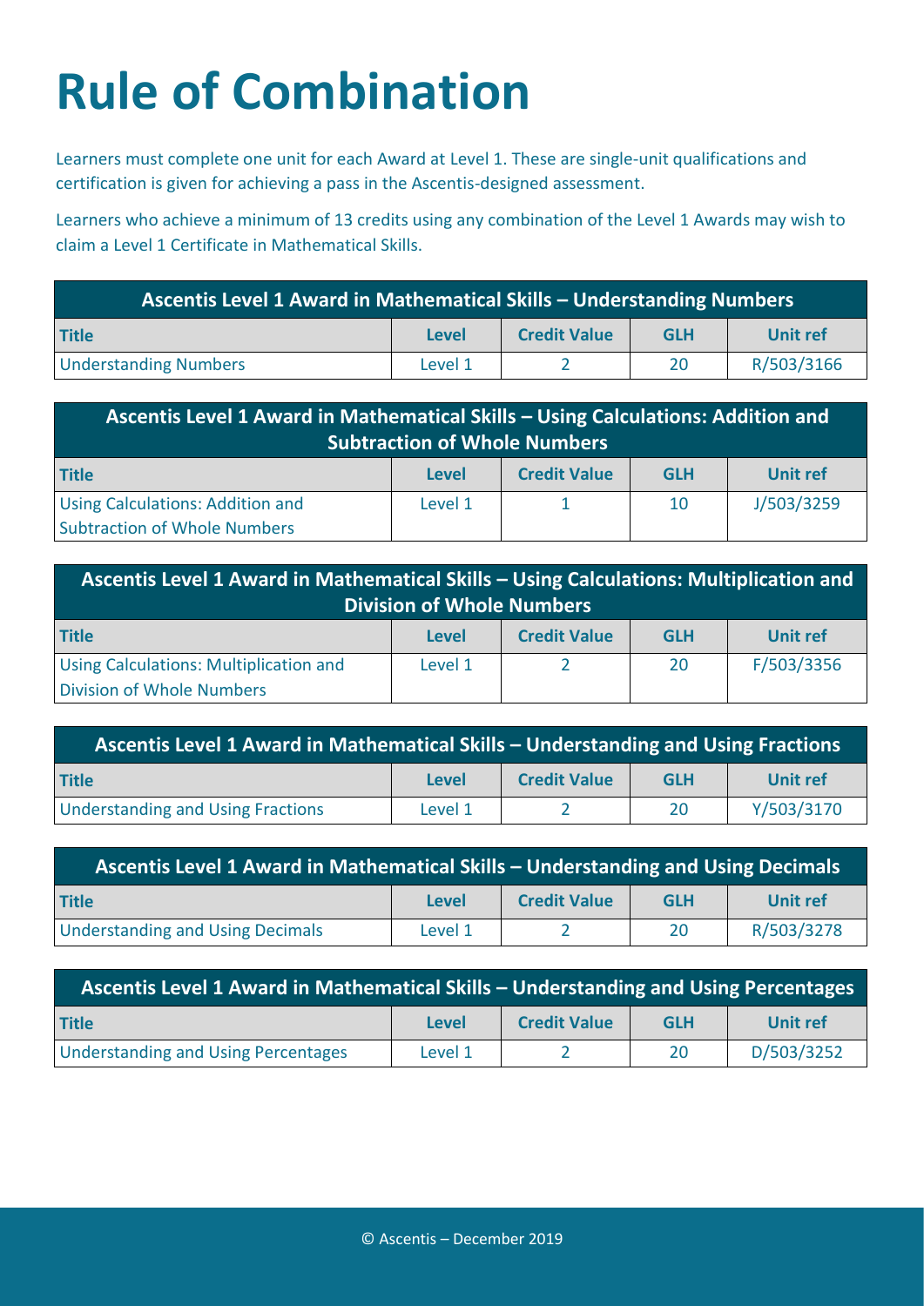# Rule of Combination

Learners must complete one unit for each Award at Level 1. These are single-unit qualifications and certification is given for achieving a pass in the Ascentis-designed assessment.

Learners who achieve a minimum of 13 credits using any combination of the Level 1 Awards may wish to claim a Level 1 Certificate in Mathematical Skills.

| Ascentis Level 1 Award in Mathematical Skills – Understanding Numbers | | | | |
|---|---|---|---|---|
| **Title** | **Level** | **Credit Value** | **GLH** | **Unit ref** |
| Understanding Numbers | Level 1 | 2 | 20 | R/503/3166 |

| Ascentis Level 1 Award in Mathematical Skills – Using Calculations: Addition and Subtraction of Whole Numbers | | | | |
|---|---|---|---|---|
| **Title** | **Level** | **Credit Value** | **GLH** | **Unit ref** |
| Using Calculations: Addition and Subtraction of Whole Numbers | Level 1 | 1 | 10 | J/503/3259 |

| Ascentis Level 1 Award in Mathematical Skills – Using Calculations: Multiplication and Division of Whole Numbers | | | | |
|---|---|---|---|---|
| **Title** | **Level** | **Credit Value** | **GLH** | **Unit ref** |
| Using Calculations: Multiplication and Division of Whole Numbers | Level 1 | 2 | 20 | F/503/3356 |

| Ascentis Level 1 Award in Mathematical Skills – Understanding and Using Fractions | | | | |
|---|---|---|---|---|
| **Title** | **Level** | **Credit Value** | **GLH** | **Unit ref** |
| Understanding and Using Fractions | Level 1 | 2 | 20 | Y/503/3170 |

| Ascentis Level 1 Award in Mathematical Skills – Understanding and Using Decimals | | | | |
|---|---|---|---|---|
| **Title** | **Level** | **Credit Value** | **GLH** | **Unit ref** |
| Understanding and Using Decimals | Level 1 | 2 | 20 | R/503/3278 |

| Ascentis Level 1 Award in Mathematical Skills – Understanding and Using Percentages | | | | |
|---|---|---|---|---|
| **Title** | **Level** | **Credit Value** | **GLH** | **Unit ref** |
| Understanding and Using Percentages | Level 1 | 2 | 20 | D/503/3252 |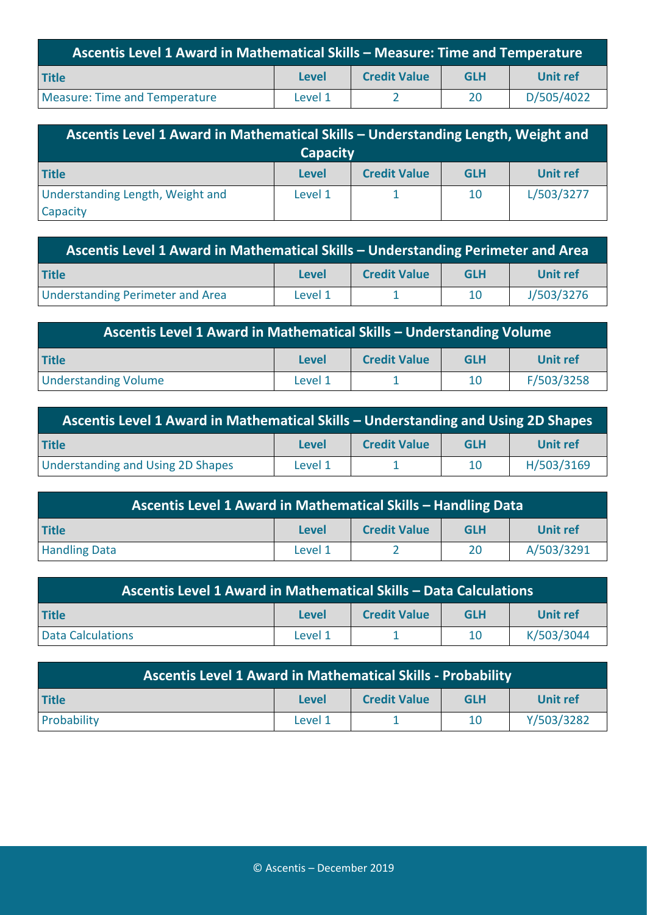| Ascentis Level 1 Award in Mathematical Skills – Measure: Time and Temperature | | | | |
|---|---|---|---|---|
| **Title** | **Level** | **Credit Value** | **GLH** | **Unit ref** |
| Measure: Time and Temperature | Level 1 | 2 | 20 | D/505/4022 |

| Ascentis Level 1 Award in Mathematical Skills – Understanding Length, Weight and Capacity | | | | |
|---|---|---|---|---|
| **Title** | **Level** | **Credit Value** | **GLH** | **Unit ref** |
| Understanding Length, Weight and Capacity | Level 1 | 1 | 10 | L/503/3277 |

| Ascentis Level 1 Award in Mathematical Skills – Understanding Perimeter and Area | | | | |
|---|---|---|---|---|
| **Title** | **Level** | **Credit Value** | **GLH** | **Unit ref** |
| Understanding Perimeter and Area | Level 1 | 1 | 10 | J/503/3276 |

| Ascentis Level 1 Award in Mathematical Skills – Understanding Volume | | | | |
|---|---|---|---|---|
| **Title** | **Level** | **Credit Value** | **GLH** | **Unit ref** |
| Understanding Volume | Level 1 | 1 | 10 | F/503/3258 |

| Ascentis Level 1 Award in Mathematical Skills – Understanding and Using 2D Shapes | | | | |
|---|---|---|---|---|
| **Title** | **Level** | **Credit Value** | **GLH** | **Unit ref** |
| Understanding and Using 2D Shapes | Level 1 | 1 | 10 | H/503/3169 |

| Ascentis Level 1 Award in Mathematical Skills – Handling Data | | | | |
|---|---|---|---|---|
| **Title** | **Level** | **Credit Value** | **GLH** | **Unit ref** |
| Handling Data | Level 1 | 2 | 20 | A/503/3291 |

| Ascentis Level 1 Award in Mathematical Skills – Data Calculations | | | | |
|---|---|---|---|---|
| **Title** | **Level** | **Credit Value** | **GLH** | **Unit ref** |
| Data Calculations | Level 1 | 1 | 10 | K/503/3044 |

| Ascentis Level 1 Award in Mathematical Skills - Probability | | | | |
|---|---|---|---|---|
| **Title** | **Level** | **Credit Value** | **GLH** | **Unit ref** |
| Probability | Level 1 | 1 | 10 | Y/503/3282 |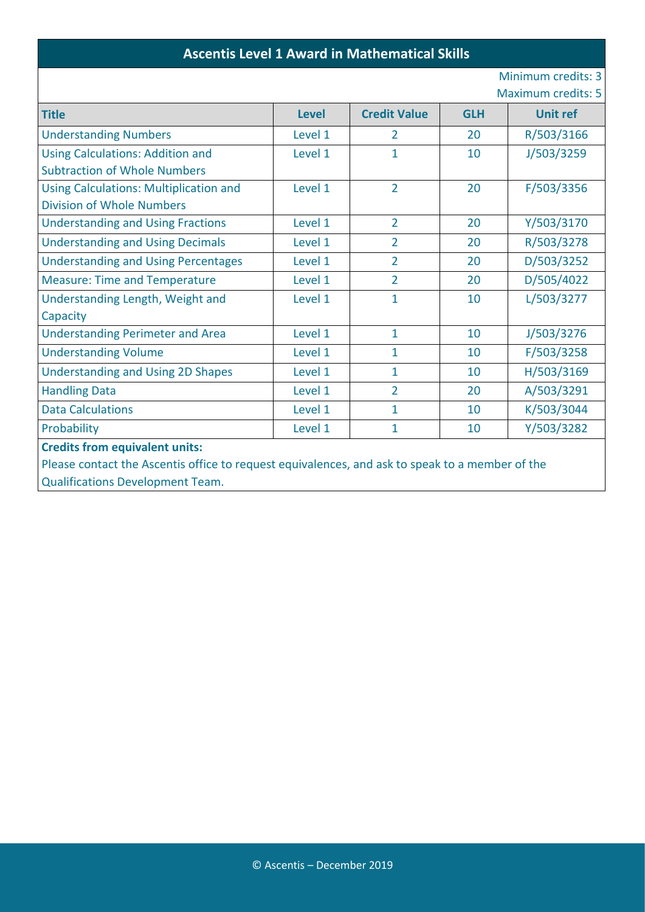## Ascentis Level 1 Award in Mathematical Skills

Minimum credits: 3
Maximum credits: 5

| Title | Level | Credit Value | GLH | Unit ref |
|---|---|---|---|---|
| Understanding Numbers | Level 1 | 2 | 20 | R/503/3166 |
| Using Calculations: Addition and Subtraction of Whole Numbers | Level 1 | 1 | 10 | J/503/3259 |
| Using Calculations: Multiplication and Division of Whole Numbers | Level 1 | 2 | 20 | F/503/3356 |
| Understanding and Using Fractions | Level 1 | 2 | 20 | Y/503/3170 |
| Understanding and Using Decimals | Level 1 | 2 | 20 | R/503/3278 |
| Understanding and Using Percentages | Level 1 | 2 | 20 | D/503/3252 |
| Measure: Time and Temperature | Level 1 | 2 | 20 | D/505/4022 |
| Understanding Length, Weight and Capacity | Level 1 | 1 | 10 | L/503/3277 |
| Understanding Perimeter and Area | Level 1 | 1 | 10 | J/503/3276 |
| Understanding Volume | Level 1 | 1 | 10 | F/503/3258 |
| Understanding and Using 2D Shapes | Level 1 | 1 | 10 | H/503/3169 |
| Handling Data | Level 1 | 2 | 20 | A/503/3291 |
| Data Calculations | Level 1 | 1 | 10 | K/503/3044 |
| Probability | Level 1 | 1 | 10 | Y/503/3282 |

**Credits from equivalent units:**

Please contact the Ascentis office to request equivalences, and ask to speak to a member of the Qualifications Development Team.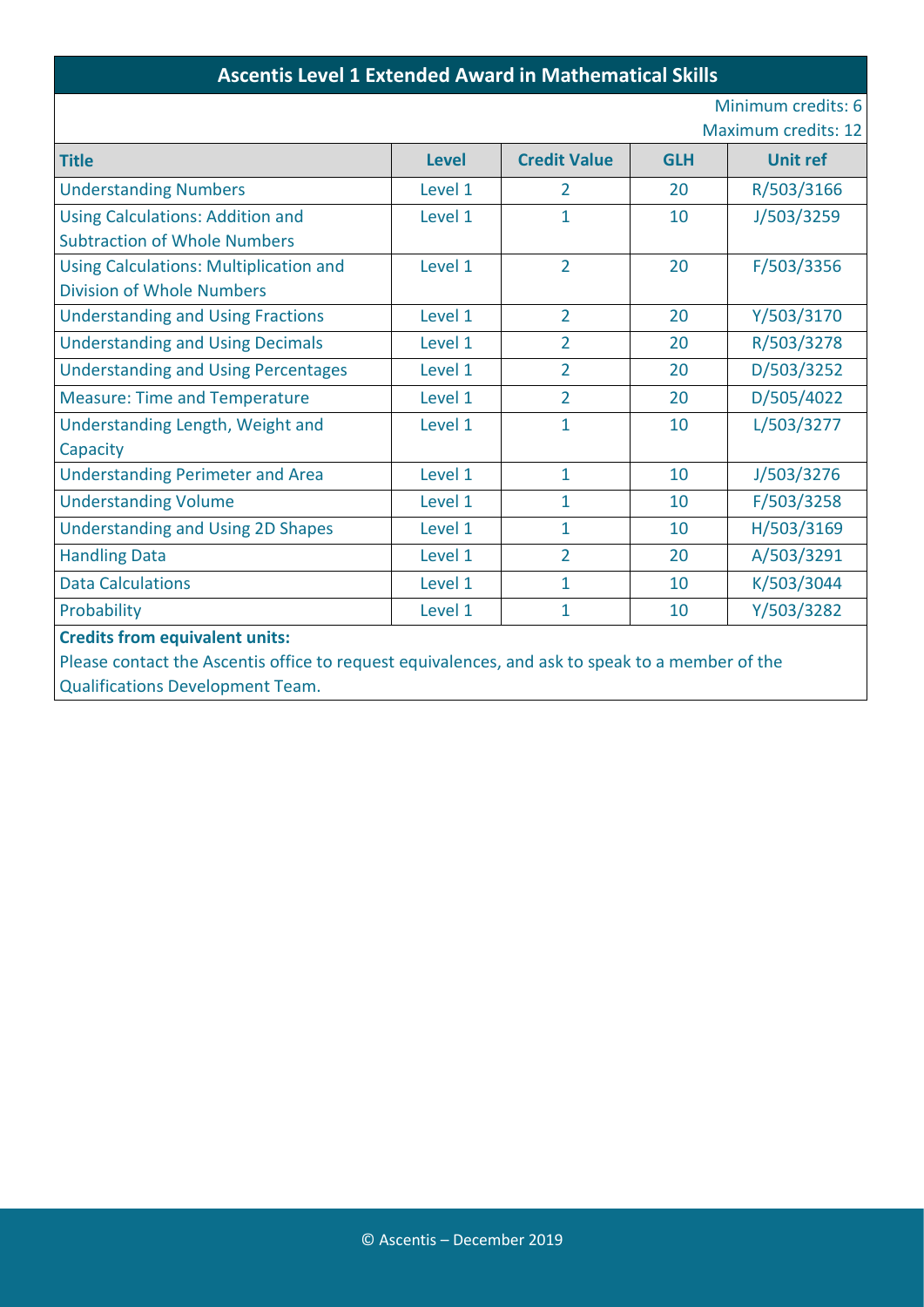## Ascentis Level 1 Extended Award in Mathematical Skills

Minimum credits: 6
Maximum credits: 12

| Title | Level | Credit Value | GLH | Unit ref |
|---|---|---|---|---|
| Understanding Numbers | Level 1 | 2 | 20 | R/503/3166 |
| Using Calculations: Addition and Subtraction of Whole Numbers | Level 1 | 1 | 10 | J/503/3259 |
| Using Calculations: Multiplication and Division of Whole Numbers | Level 1 | 2 | 20 | F/503/3356 |
| Understanding and Using Fractions | Level 1 | 2 | 20 | Y/503/3170 |
| Understanding and Using Decimals | Level 1 | 2 | 20 | R/503/3278 |
| Understanding and Using Percentages | Level 1 | 2 | 20 | D/503/3252 |
| Measure: Time and Temperature | Level 1 | 2 | 20 | D/505/4022 |
| Understanding Length, Weight and Capacity | Level 1 | 1 | 10 | L/503/3277 |
| Understanding Perimeter and Area | Level 1 | 1 | 10 | J/503/3276 |
| Understanding Volume | Level 1 | 1 | 10 | F/503/3258 |
| Understanding and Using 2D Shapes | Level 1 | 1 | 10 | H/503/3169 |
| Handling Data | Level 1 | 2 | 20 | A/503/3291 |
| Data Calculations | Level 1 | 1 | 10 | K/503/3044 |
| Probability | Level 1 | 1 | 10 | Y/503/3282 |

**Credits from equivalent units:**

Please contact the Ascentis office to request equivalences, and ask to speak to a member of the Qualifications Development Team.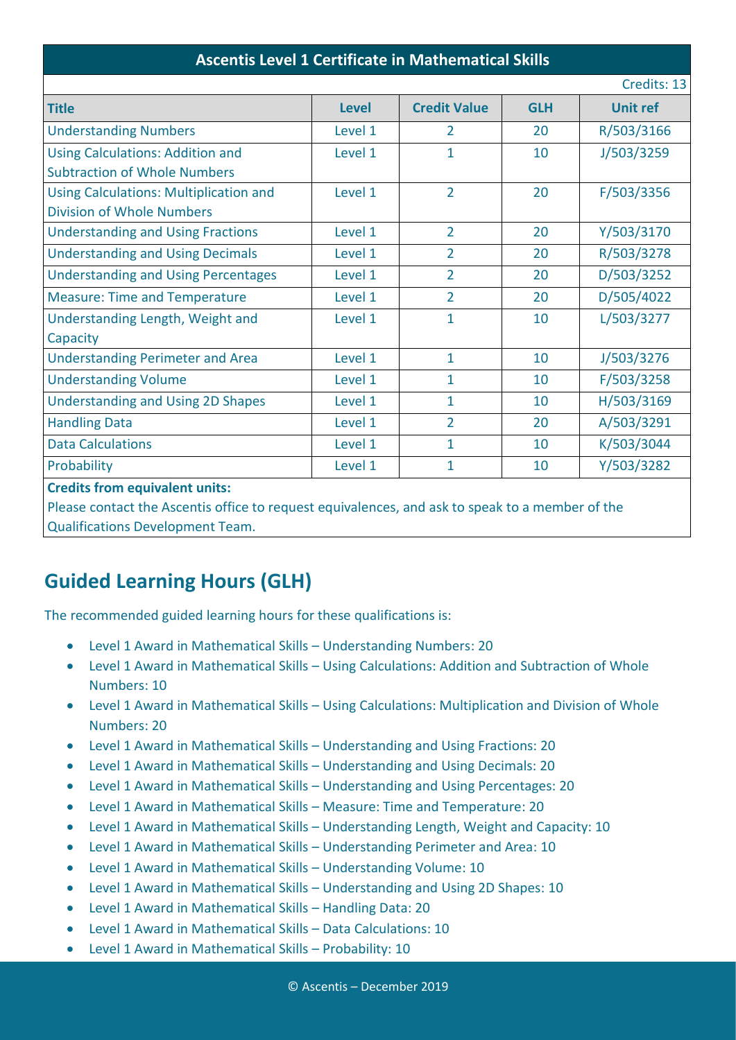| Ascentis Level 1 Certificate in Mathematical Skills | | | | |
|---|---|---|---|---|
| | | | | Credits: 13 |
| **Title** | **Level** | **Credit Value** | **GLH** | **Unit ref** |
| Understanding Numbers | Level 1 | 2 | 20 | R/503/3166 |
| Using Calculations: Addition and Subtraction of Whole Numbers | Level 1 | 1 | 10 | J/503/3259 |
| Using Calculations: Multiplication and Division of Whole Numbers | Level 1 | 2 | 20 | F/503/3356 |
| Understanding and Using Fractions | Level 1 | 2 | 20 | Y/503/3170 |
| Understanding and Using Decimals | Level 1 | 2 | 20 | R/503/3278 |
| Understanding and Using Percentages | Level 1 | 2 | 20 | D/503/3252 |
| Measure: Time and Temperature | Level 1 | 2 | 20 | D/505/4022 |
| Understanding Length, Weight and Capacity | Level 1 | 1 | 10 | L/503/3277 |
| Understanding Perimeter and Area | Level 1 | 1 | 10 | J/503/3276 |
| Understanding Volume | Level 1 | 1 | 10 | F/503/3258 |
| Understanding and Using 2D Shapes | Level 1 | 1 | 10 | H/503/3169 |
| Handling Data | Level 1 | 2 | 20 | A/503/3291 |
| Data Calculations | Level 1 | 1 | 10 | K/503/3044 |
| Probability | Level 1 | 1 | 10 | Y/503/3282 |

**Credits from equivalent units:**
Please contact the Ascentis office to request equivalences, and ask to speak to a member of the Qualifications Development Team.

## Guided Learning Hours (GLH)

The recommended guided learning hours for these qualifications is:

- Level 1 Award in Mathematical Skills – Understanding Numbers: 20
- Level 1 Award in Mathematical Skills – Using Calculations: Addition and Subtraction of Whole Numbers: 10
- Level 1 Award in Mathematical Skills – Using Calculations: Multiplication and Division of Whole Numbers: 20
- Level 1 Award in Mathematical Skills – Understanding and Using Fractions: 20
- Level 1 Award in Mathematical Skills – Understanding and Using Decimals: 20
- Level 1 Award in Mathematical Skills – Understanding and Using Percentages: 20
- Level 1 Award in Mathematical Skills – Measure: Time and Temperature: 20
- Level 1 Award in Mathematical Skills – Understanding Length, Weight and Capacity: 10
- Level 1 Award in Mathematical Skills – Understanding Perimeter and Area: 10
- Level 1 Award in Mathematical Skills – Understanding Volume: 10
- Level 1 Award in Mathematical Skills – Understanding and Using 2D Shapes: 10
- Level 1 Award in Mathematical Skills – Handling Data: 20
- Level 1 Award in Mathematical Skills – Data Calculations: 10
- Level 1 Award in Mathematical Skills – Probability: 10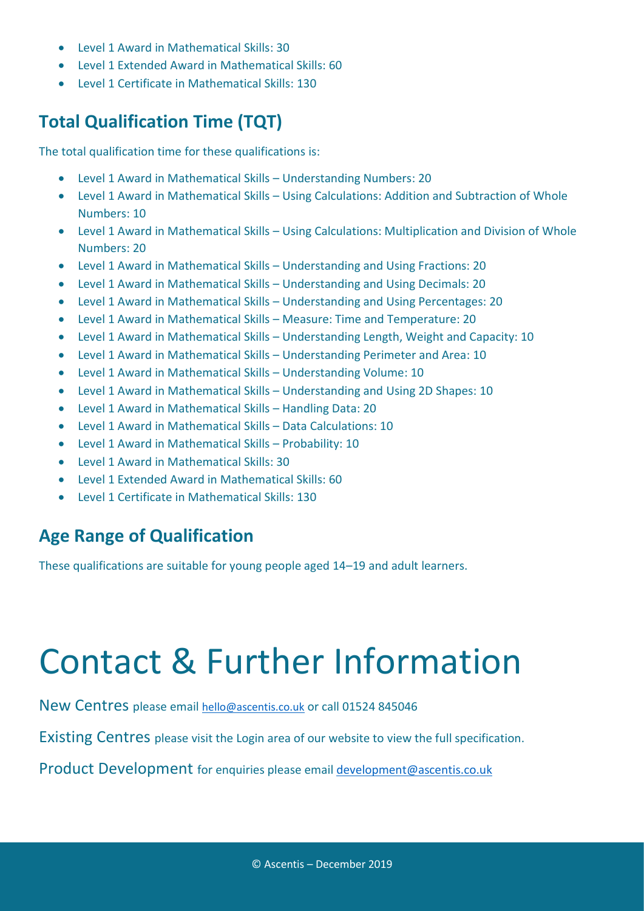- Level 1 Award in Mathematical Skills: 30
- Level 1 Extended Award in Mathematical Skills: 60
- Level 1 Certificate in Mathematical Skills: 130

## Total Qualification Time (TQT)

The total qualification time for these qualifications is:

- Level 1 Award in Mathematical Skills – Understanding Numbers: 20
- Level 1 Award in Mathematical Skills – Using Calculations: Addition and Subtraction of Whole Numbers: 10
- Level 1 Award in Mathematical Skills – Using Calculations: Multiplication and Division of Whole Numbers: 20
- Level 1 Award in Mathematical Skills – Understanding and Using Fractions: 20
- Level 1 Award in Mathematical Skills – Understanding and Using Decimals: 20
- Level 1 Award in Mathematical Skills – Understanding and Using Percentages: 20
- Level 1 Award in Mathematical Skills – Measure: Time and Temperature: 20
- Level 1 Award in Mathematical Skills – Understanding Length, Weight and Capacity: 10
- Level 1 Award in Mathematical Skills – Understanding Perimeter and Area: 10
- Level 1 Award in Mathematical Skills – Understanding Volume: 10
- Level 1 Award in Mathematical Skills – Understanding and Using 2D Shapes: 10
- Level 1 Award in Mathematical Skills – Handling Data: 20
- Level 1 Award in Mathematical Skills – Data Calculations: 10
- Level 1 Award in Mathematical Skills – Probability: 10
- Level 1 Award in Mathematical Skills: 30
- Level 1 Extended Award in Mathematical Skills: 60
- Level 1 Certificate in Mathematical Skills: 130

## Age Range of Qualification

These qualifications are suitable for young people aged 14–19 and adult learners.

# Contact & Further Information

New Centres please email hello@ascentis.co.uk or call 01524 845046

Existing Centres please visit the Login area of our website to view the full specification.

Product Development for enquiries please email development@ascentis.co.uk

© Ascentis – December 2019